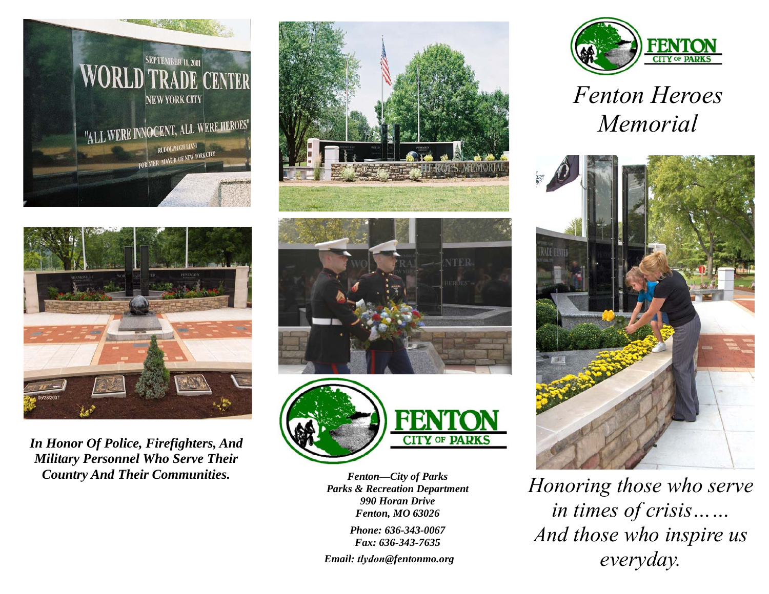*In Honor Of Police, Firefighters, And Military Personnel Who Serve Their Country And Their Communities.*

***Fenton—City of Parks***
***Parks & Recreation Department***
***990 Horan Drive***
***Fenton, MO 63026***

***Phone: 636-343-0067***
***Fax: 636-343-7635***

***Email: tlydon@fentonmo.org***

# *Fenton Heroes Memorial*

*Honoring those who serve in times of crisis……*
*And those who inspire us everyday.*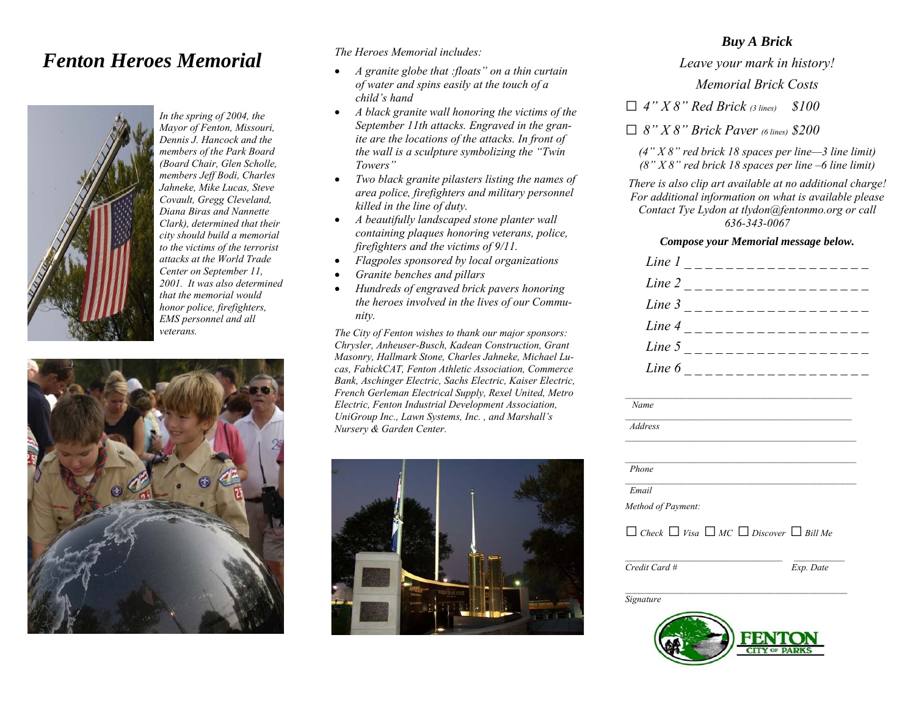# *Fenton Heroes Memorial*

*In the spring of 2004, the Mayor of Fenton, Missouri, Dennis J. Hancock and the members of the Park Board (Board Chair, Glen Scholle, members Jeff Bodi, Charles Jahneke, Mike Lucas, Steve Covault, Gregg Cleveland, Diana Biras and Nannette Clark), determined that their city should build a memorial to the victims of the terrorist attacks at the World Trade Center on September 11, 2001. It was also determined that the memorial would honor police, firefighters, EMS personnel and all veterans.*

*The Heroes Memorial includes:*

- *A granite globe that :floats" on a thin curtain of water and spins easily at the touch of a child's hand*
- *A black granite wall honoring the victims of the September 11th attacks. Engraved in the granite are the locations of the attacks. In front of the wall is a sculpture symbolizing the "Twin Towers"*
- *Two black granite pilasters listing the names of area police, firefighters and military personnel killed in the line of duty.*
- *A beautifully landscaped stone planter wall containing plaques honoring veterans, police, firefighters and the victims of 9/11.*
- *Flagpoles sponsored by local organizations*
- *Granite benches and pillars*
- *Hundreds of engraved brick pavers honoring the heroes involved in the lives of our Community.*

*The City of Fenton wishes to thank our major sponsors: Chrysler, Anheuser-Busch, Kadean Construction, Grant Masonry, Hallmark Stone, Charles Jahneke, Michael Lucas, FabickCAT, Fenton Athletic Association, Commerce Bank, Aschinger Electric, Sachs Electric, Kaiser Electric, French Gerleman Electrical Supply, Rexel United, Metro Electric, Fenton Industrial Development Association, UniGroup Inc., Lawn Systems, Inc. , and Marshall's Nursery & Garden Center.*

## ***Buy A Brick***

*Leave your mark in history!*

*Memorial Brick Costs*

☐ *4" X 8" Red Brick (3 lines)* *$100*

☐ *8" X 8" Brick Paver (6 lines)* *$200*

*(4" X 8" red brick 18 spaces per line—3 line limit)*
*(8" X 8" red brick 18 spaces per line –6 line limit)*

*There is also clip art available at no additional charge! For additional information on what is available please Contact Tye Lydon at tlydon@fentonmo.org or call 636-343-0067*

***Compose your Memorial message below.***

*Line 1* _ _ _ _ _ _ _ _ _ _ _ _ _ _ _ _ _ _

*Line 2* _ _ _ _ _ _ _ _ _ _ _ _ _ _ _ _ _ _

*Line 3* _ _ _ _ _ _ _ _ _ _ _ _ _ _ _ _ _ _

*Line 4* _ _ _ _ _ _ _ _ _ _ _ _ _ _ _ _ _ _

*Line 5* _ _ _ _ _ _ _ _ _ _ _ _ _ _ _ _ _ _

*Line 6* _ _ _ _ _ _ _ _ _ _ _ _ _ _ _ _ _ _

*Name*

*Address*

*Phone*

*Email*

*Method of Payment:*

☐ *Check* ☐ *Visa* ☐ *MC* ☐ *Discover* ☐ *Bill Me*

*Credit Card #* *Exp. Date*

*Signature*

FENTON CITY OF PARKS